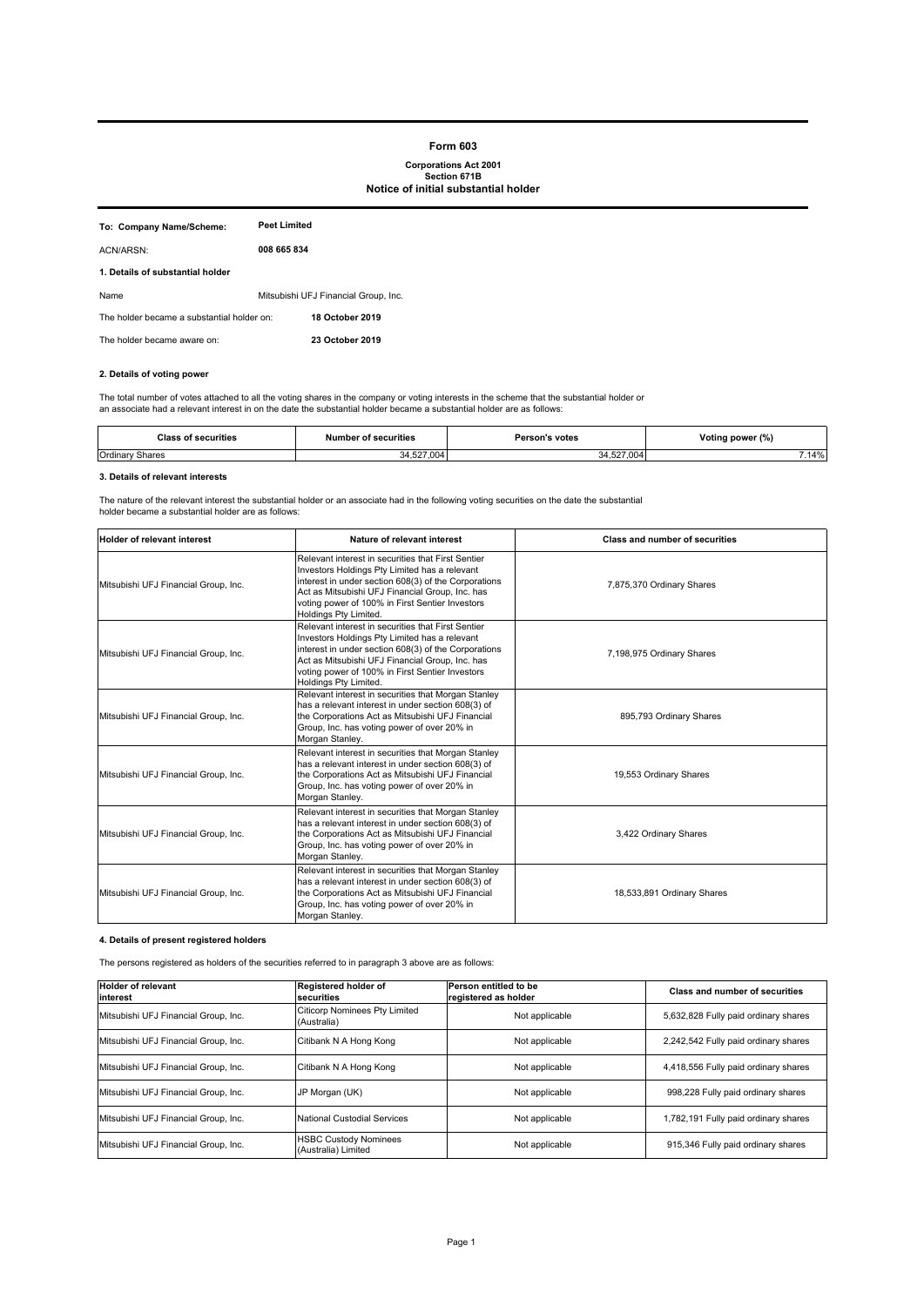# Form 603

**Corporations Act 2001**
**Section 671B**
**Notice of initial substantial holder**

| | |
|---|---|
| **To: Company Name/Scheme:** | **Peet Limited** |
| ACN/ARSN: | **008 665 834** |

**1. Details of substantial holder**

| | |
|---|---|
| Name | Mitsubishi UFJ Financial Group, Inc. |
| The holder became a substantial holder on: | **18 October 2019** |
| The holder became aware on: | **23 October 2019** |

**2. Details of voting power**

The total number of votes attached to all the voting shares in the company or voting interests in the scheme that the substantial holder or an associate had a relevant interest in on the date the substantial holder became a substantial holder are as follows:

| Class of securities | Number of securities | Person's votes | Voting power (%) |
|---|---|---|---|
| Ordinary Shares | 34,527,004 | 34,527,004 | 7.14% |

**3. Details of relevant interests**

The nature of the relevant interest the substantial holder or an associate had in the following voting securities on the date the substantial holder became a substantial holder are as follows:

| Holder of relevant interest | Nature of relevant interest | Class and number of securities |
|---|---|---|
| Mitsubishi UFJ Financial Group, Inc. | Relevant interest in securities that First Sentier Investors Holdings Pty Limited has a relevant interest in under section 608(3) of the Corporations Act as Mitsubishi UFJ Financial Group, Inc. has voting power of 100% in First Sentier Investors Holdings Pty Limited. | 7,875,370 Ordinary Shares |
| Mitsubishi UFJ Financial Group, Inc. | Relevant interest in securities that First Sentier Investors Holdings Pty Limited has a relevant interest in under section 608(3) of the Corporations Act as Mitsubishi UFJ Financial Group, Inc. has voting power of 100% in First Sentier Investors Holdings Pty Limited. | 7,198,975 Ordinary Shares |
| Mitsubishi UFJ Financial Group, Inc. | Relevant interest in securities that Morgan Stanley has a relevant interest in under section 608(3) of the Corporations Act as Mitsubishi UFJ Financial Group, Inc. has voting power of over 20% in Morgan Stanley. | 895,793 Ordinary Shares |
| Mitsubishi UFJ Financial Group, Inc. | Relevant interest in securities that Morgan Stanley has a relevant interest in under section 608(3) of the Corporations Act as Mitsubishi UFJ Financial Group, Inc. has voting power of over 20% in Morgan Stanley. | 19,553 Ordinary Shares |
| Mitsubishi UFJ Financial Group, Inc. | Relevant interest in securities that Morgan Stanley has a relevant interest in under section 608(3) of the Corporations Act as Mitsubishi UFJ Financial Group, Inc. has voting power of over 20% in Morgan Stanley. | 3,422 Ordinary Shares |
| Mitsubishi UFJ Financial Group, Inc. | Relevant interest in securities that Morgan Stanley has a relevant interest in under section 608(3) of the Corporations Act as Mitsubishi UFJ Financial Group, Inc. has voting power of over 20% in Morgan Stanley. | 18,533,891 Ordinary Shares |

**4. Details of present registered holders**

The persons registered as holders of the securities referred to in paragraph 3 above are as follows:

| Holder of relevant interest | Registered holder of securities | Person entitled to be registered as holder | Class and number of securities |
|---|---|---|---|
| Mitsubishi UFJ Financial Group, Inc. | Citicorp Nominees Pty Limited (Australia) | Not applicable | 5,632,828 Fully paid ordinary shares |
| Mitsubishi UFJ Financial Group, Inc. | Citibank N A Hong Kong | Not applicable | 2,242,542 Fully paid ordinary shares |
| Mitsubishi UFJ Financial Group, Inc. | Citibank N A Hong Kong | Not applicable | 4,418,556 Fully paid ordinary shares |
| Mitsubishi UFJ Financial Group, Inc. | JP Morgan (UK) | Not applicable | 998,228 Fully paid ordinary shares |
| Mitsubishi UFJ Financial Group, Inc. | National Custodial Services | Not applicable | 1,782,191 Fully paid ordinary shares |
| Mitsubishi UFJ Financial Group, Inc. | HSBC Custody Nominees (Australia) Limited | Not applicable | 915,346 Fully paid ordinary shares |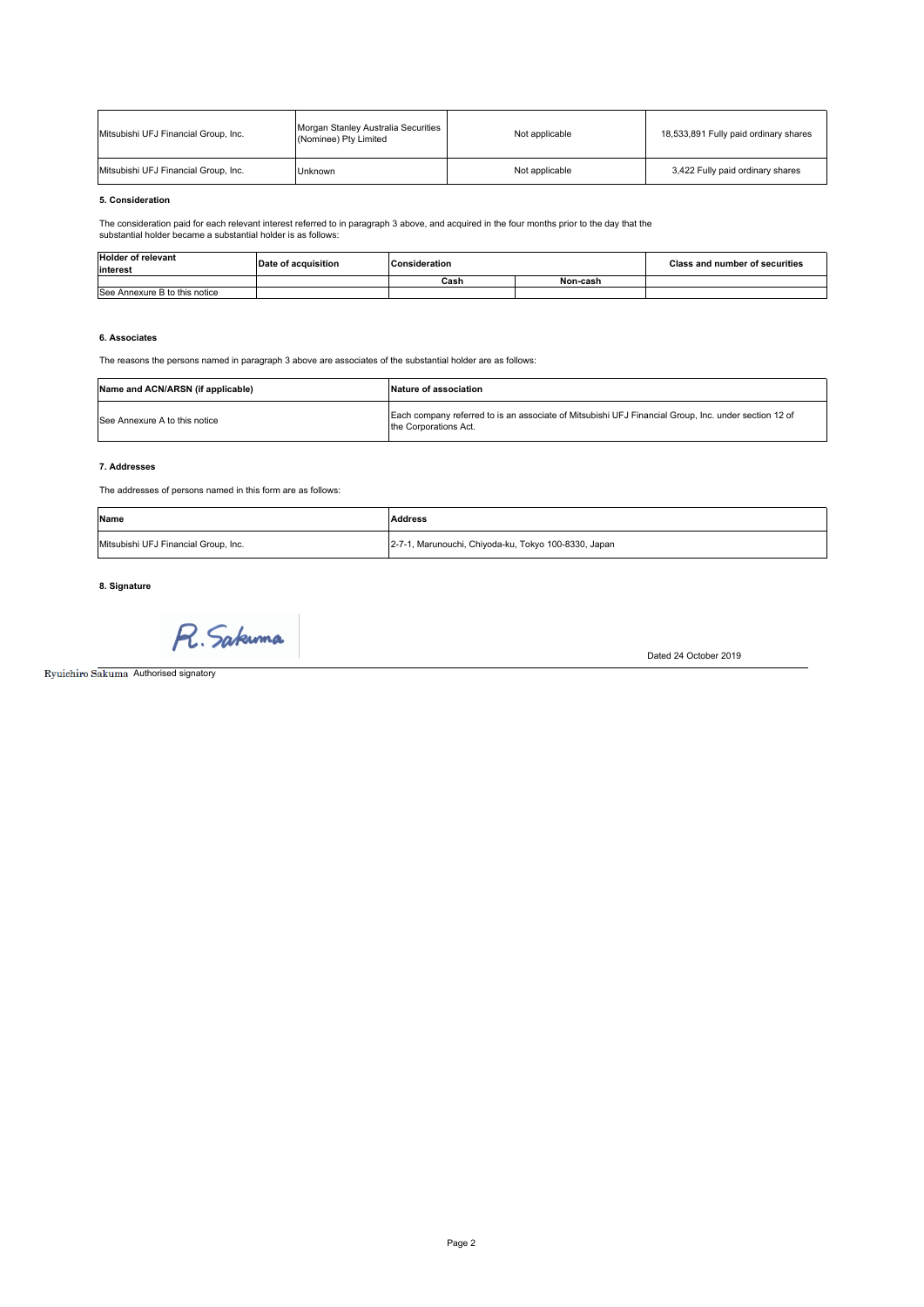| | | | |
|---|---|---|---|
| Mitsubishi UFJ Financial Group, Inc. | Morgan Stanley Australia Securities (Nominee) Pty Limited | Not applicable | 18,533,891 Fully paid ordinary shares |
| Mitsubishi UFJ Financial Group, Inc. | Unknown | Not applicable | 3,422 Fully paid ordinary shares |

**5. Consideration**

The consideration paid for each relevant interest referred to in paragraph 3 above, and acquired in the four months prior to the day that the substantial holder became a substantial holder is as follows:

| Holder of relevant interest | Date of acquisition | Consideration | | Class and number of securities |
|---|---|---|---|---|
| | | Cash | Non-cash | |
| See Annexure B to this notice | | | | |

**6. Associates**

The reasons the persons named in paragraph 3 above are associates of the substantial holder are as follows:

| Name and ACN/ARSN (if applicable) | Nature of association |
|---|---|
| See Annexure A to this notice | Each company referred to is an associate of Mitsubishi UFJ Financial Group, Inc. under section 12 of the Corporations Act. |

**7. Addresses**

The addresses of persons named in this form are as follows:

| Name | Address |
|---|---|
| Mitsubishi UFJ Financial Group, Inc. | 2-7-1, Marunouchi, Chiyoda-ku, Tokyo 100-8330, Japan |

**8. Signature**

R. Sakuma

Dated 24 October 2019

Ryuichiro Sakuma Authorised signatory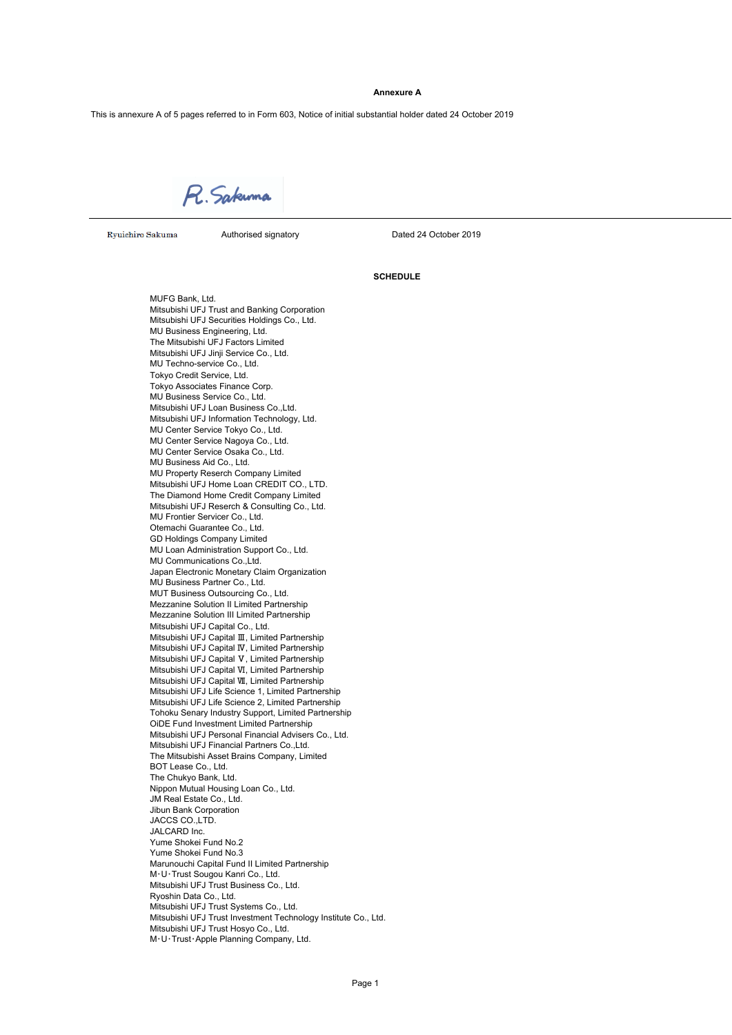**Annexure A**

This is annexure A of 5 pages referred to in Form 603, Notice of initial substantial holder dated 24 October 2019

R. Sakuma

| Ryuichiro Sakuma | Authorised signatory | Dated 24 October 2019 |
|---|---|---|

**SCHEDULE**

MUFG Bank, Ltd.
Mitsubishi UFJ Trust and Banking Corporation
Mitsubishi UFJ Securities Holdings Co., Ltd.
MU Business Engineering, Ltd.
The Mitsubishi UFJ Factors Limited
Mitsubishi UFJ Jinji Service Co., Ltd.
MU Techno-service Co., Ltd.
Tokyo Credit Service, Ltd.
Tokyo Associates Finance Corp.
MU Business Service Co., Ltd.
Mitsubishi UFJ Loan Business Co.,Ltd.
Mitsubishi UFJ Information Technology, Ltd.
MU Center Service Tokyo Co., Ltd.
MU Center Service Nagoya Co., Ltd.
MU Center Service Osaka Co., Ltd.
MU Business Aid Co., Ltd.
MU Property Reserch Company Limited
Mitsubishi UFJ Home Loan CREDIT CO., LTD.
The Diamond Home Credit Company Limited
Mitsubishi UFJ Reserch & Consulting Co., Ltd.
MU Frontier Servicer Co., Ltd.
Otemachi Guarantee Co., Ltd.
GD Holdings Company Limited
MU Loan Administration Support Co., Ltd.
MU Communications Co.,Ltd.
Japan Electronic Monetary Claim Organization
MU Business Partner Co., Ltd.
MUT Business Outsourcing Co., Ltd.
Mezzanine Solution II Limited Partnership
Mezzanine Solution III Limited Partnership
Mitsubishi UFJ Capital Co., Ltd.
Mitsubishi UFJ Capital Ⅲ, Limited Partnership
Mitsubishi UFJ Capital Ⅳ, Limited Partnership
Mitsubishi UFJ Capital Ⅴ, Limited Partnership
Mitsubishi UFJ Capital Ⅵ, Limited Partnership
Mitsubishi UFJ Capital Ⅶ, Limited Partnership
Mitsubishi UFJ Life Science 1, Limited Partnership
Mitsubishi UFJ Life Science 2, Limited Partnership
Tohoku Senary Industry Support, Limited Partnership
OiDE Fund Investment Limited Partnership
Mitsubishi UFJ Personal Financial Advisers Co., Ltd.
Mitsubishi UFJ Financial Partners Co.,Ltd.
The Mitsubishi Asset Brains Company, Limited
BOT Lease Co., Ltd.
The Chukyo Bank, Ltd.
Nippon Mutual Housing Loan Co., Ltd.
JM Real Estate Co., Ltd.
Jibun Bank Corporation
JACCS CO.,LTD.
JALCARD Inc.
Yume Shokei Fund No.2
Yume Shokei Fund No.3
Marunouchi Capital Fund II Limited Partnership
M･U･Trust Sougou Kanri Co., Ltd.
Mitsubishi UFJ Trust Business Co., Ltd.
Ryoshin Data Co., Ltd.
Mitsubishi UFJ Trust Systems Co., Ltd.
Mitsubishi UFJ Trust Investment Technology Institute Co., Ltd.
Mitsubishi UFJ Trust Hosyo Co., Ltd.
M･U･Trust･Apple Planning Company, Ltd.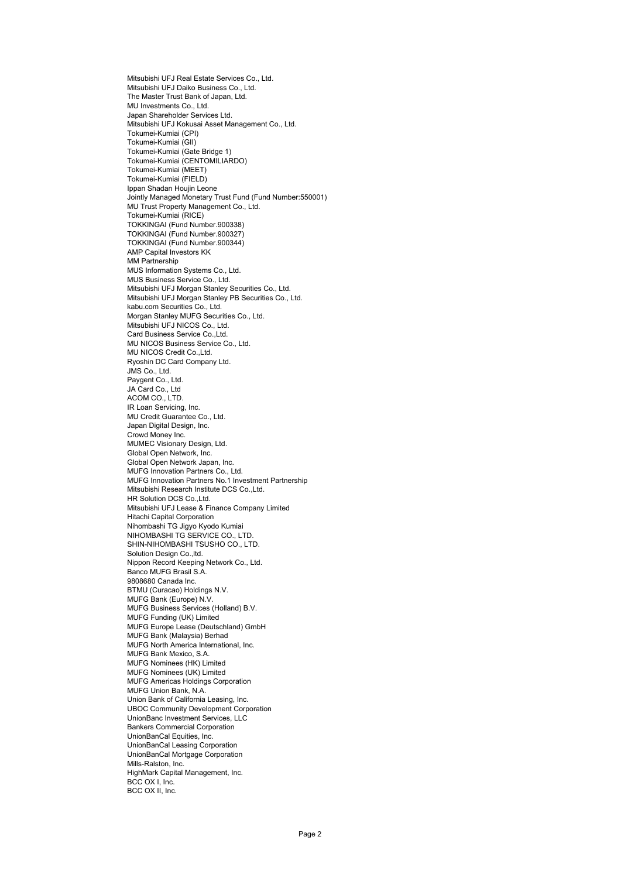Mitsubishi UFJ Real Estate Services Co., Ltd.
Mitsubishi UFJ Daiko Business Co., Ltd.
The Master Trust Bank of Japan, Ltd.
MU Investments Co., Ltd.
Japan Shareholder Services Ltd.
Mitsubishi UFJ Kokusai Asset Management Co., Ltd.
Tokumei-Kumiai (CPI)
Tokumei-Kumiai (GII)
Tokumei-Kumiai (Gate Bridge 1)
Tokumei-Kumiai (CENTOMILIARDO)
Tokumei-Kumiai (MEET)
Tokumei-Kumiai (FIELD)
Ippan Shadan Houjin Leone
Jointly Managed Monetary Trust Fund (Fund Number:550001)
MU Trust Property Management Co., Ltd.
Tokumei-Kumiai (RICE)
TOKKINGAI (Fund Number.900338)
TOKKINGAI (Fund Number.900327)
TOKKINGAI (Fund Number.900344)
AMP Capital Investors KK
MM Partnership
MUS Information Systems Co., Ltd.
MUS Business Service Co., Ltd.
Mitsubishi UFJ Morgan Stanley Securities Co., Ltd.
Mitsubishi UFJ Morgan Stanley PB Securities Co., Ltd.
kabu.com Securities Co., Ltd.
Morgan Stanley MUFG Securities Co., Ltd.
Mitsubishi UFJ NICOS Co., Ltd.
Card Business Service Co.,Ltd.
MU NICOS Business Service Co., Ltd.
MU NICOS Credit Co.,Ltd.
Ryoshin DC Card Company Ltd.
JMS Co., Ltd.
Paygent Co., Ltd.
JA Card Co., Ltd
ACOM CO., LTD.
IR Loan Servicing, Inc.
MU Credit Guarantee Co., Ltd.
Japan Digital Design, Inc.
Crowd Money Inc.
MUMEC Visionary Design, Ltd.
Global Open Network, Inc.
Global Open Network Japan, Inc.
MUFG Innovation Partners Co., Ltd.
MUFG Innovation Partners No.1 Investment Partnership
Mitsubishi Research Institute DCS Co.,Ltd.
HR Solution DCS Co.,Ltd.
Mitsubishi UFJ Lease & Finance Company Limited
Hitachi Capital Corporation
Nihombashi TG Jigyo Kyodo Kumiai
NIHOMBASHI TG SERVICE CO., LTD.
SHIN-NIHOMBASHI TSUSHO CO., LTD.
Solution Design Co.,ltd.
Nippon Record Keeping Network Co., Ltd.
Banco MUFG Brasil S.A.
9808680 Canada Inc.
BTMU (Curacao) Holdings N.V.
MUFG Bank (Europe) N.V.
MUFG Business Services (Holland) B.V.
MUFG Funding (UK) Limited
MUFG Europe Lease (Deutschland) GmbH
MUFG Bank (Malaysia) Berhad
MUFG North America International, Inc.
MUFG Bank Mexico, S.A.
MUFG Nominees (HK) Limited
MUFG Nominees (UK) Limited
MUFG Americas Holdings Corporation
MUFG Union Bank, N.A.
Union Bank of California Leasing, Inc.
UBOC Community Development Corporation
UnionBanc Investment Services, LLC
Bankers Commercial Corporation
UnionBanCal Equities, Inc.
UnionBanCal Leasing Corporation
UnionBanCal Mortgage Corporation
Mills-Ralston, Inc.
HighMark Capital Management, Inc.
BCC OX I, Inc.
BCC OX II, Inc.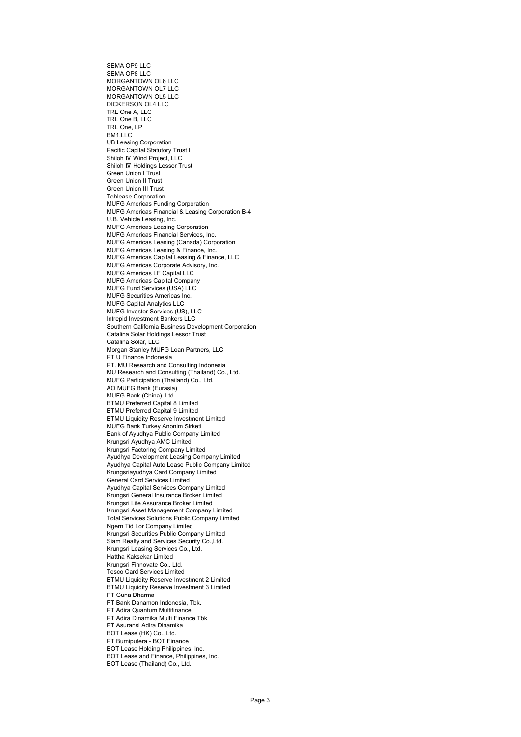SEMA OP9 LLC
SEMA OP8 LLC
MORGANTOWN OL6 LLC
MORGANTOWN OL7 LLC
MORGANTOWN OL5 LLC
DICKERSON OL4 LLC
TRL One A, LLC
TRL One B, LLC
TRL One, LP
BM1,LLC
UB Leasing Corporation
Pacific Capital Statutory Trust I
Shiloh Ⅳ Wind Project, LLC
Shiloh Ⅳ Holdings Lessor Trust
Green Union I Trust
Green Union II Trust
Green Union III Trust
Tohlease Corporation
MUFG Americas Funding Corporation
MUFG Americas Financial & Leasing Corporation B-4
U.B. Vehicle Leasing, Inc.
MUFG Americas Leasing Corporation
MUFG Americas Financial Services, Inc.
MUFG Americas Leasing (Canada) Corporation
MUFG Americas Leasing & Finance, Inc.
MUFG Americas Capital Leasing & Finance, LLC
MUFG Americas Corporate Advisory, Inc.
MUFG Americas LF Capital LLC
MUFG Americas Capital Company
MUFG Fund Services (USA) LLC
MUFG Securities Americas Inc.
MUFG Capital Analytics LLC
MUFG Investor Services (US), LLC
Intrepid Investment Bankers LLC
Southern California Business Development Corporation
Catalina Solar Holdings Lessor Trust
Catalina Solar, LLC
Morgan Stanley MUFG Loan Partners, LLC
PT U Finance Indonesia
PT. MU Research and Consulting Indonesia
MU Research and Consulting (Thailand) Co., Ltd.
MUFG Participation (Thailand) Co., Ltd.
AO MUFG Bank (Eurasia)
MUFG Bank (China), Ltd.
BTMU Preferred Capital 8 Limited
BTMU Preferred Capital 9 Limited
BTMU Liquidity Reserve Investment Limited
MUFG Bank Turkey Anonim Sirketi
Bank of Ayudhya Public Company Limited
Krungsri Ayudhya AMC Limited
Krungsri Factoring Company Limited
Ayudhya Development Leasing Company Limited
Ayudhya Capital Auto Lease Public Company Limited
Krungsriayudhya Card Company Limited
General Card Services Limited
Ayudhya Capital Services Company Limited
Krungsri General Insurance Broker Limited
Krungsri Life Assurance Broker Limited
Krungsri Asset Management Company Limited
Total Services Solutions Public Company Limited
Ngern Tid Lor Company Limited
Krungsri Securities Public Company Limited
Siam Realty and Services Security Co.,Ltd.
Krungsri Leasing Services Co., Ltd.
Hattha Kaksekar Limited
Krungsri Finnovate Co., Ltd.
Tesco Card Services Limited
BTMU Liquidity Reserve Investment 2 Limited
BTMU Liquidity Reserve Investment 3 Limited
PT Guna Dharma
PT Bank Danamon Indonesia, Tbk.
PT Adira Quantum Multifinance
PT Adira Dinamika Multi Finance Tbk
PT Asuransi Adira Dinamika
BOT Lease (HK) Co., Ltd.
PT Bumiputera - BOT Finance
BOT Lease Holding Philippines, Inc.
BOT Lease and Finance, Philippines, Inc.
BOT Lease (Thailand) Co., Ltd.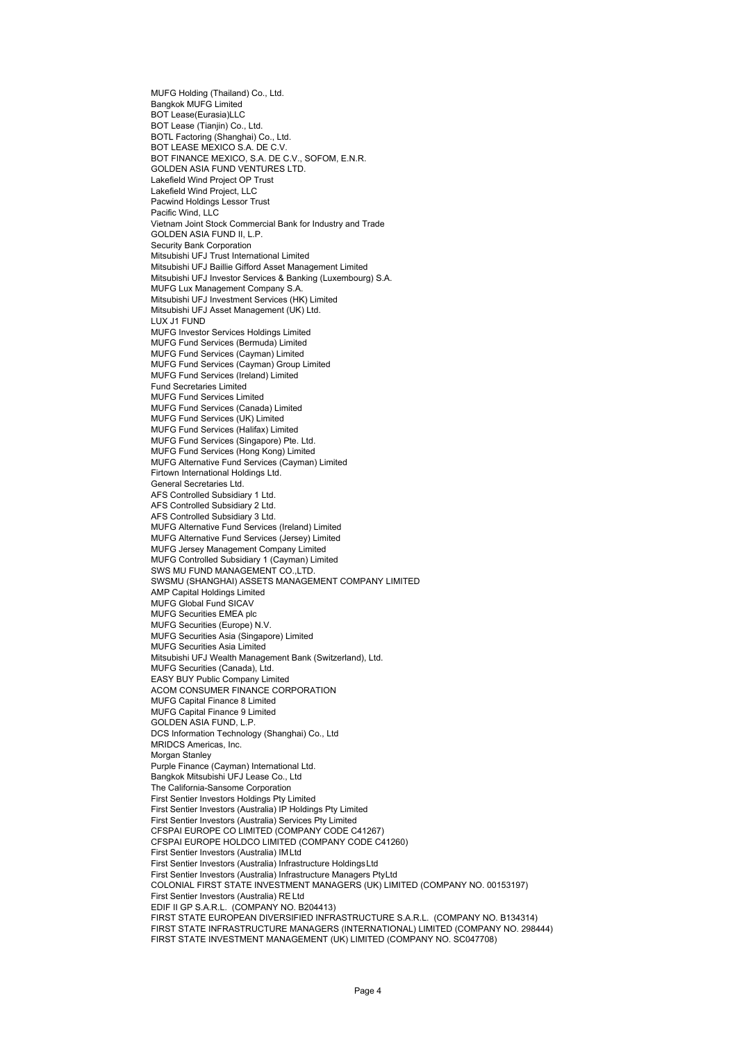MUFG Holding (Thailand) Co., Ltd.
Bangkok MUFG Limited
BOT Lease(Eurasia)LLC
BOT Lease (Tianjin) Co., Ltd.
BOTL Factoring (Shanghai) Co., Ltd.
BOT LEASE MEXICO S.A. DE C.V.
BOT FINANCE MEXICO, S.A. DE C.V., SOFOM, E.N.R.
GOLDEN ASIA FUND VENTURES LTD.
Lakefield Wind Project OP Trust
Lakefield Wind Project, LLC
Pacwind Holdings Lessor Trust
Pacific Wind, LLC
Vietnam Joint Stock Commercial Bank for Industry and Trade
GOLDEN ASIA FUND II, L.P.
Security Bank Corporation
Mitsubishi UFJ Trust International Limited
Mitsubishi UFJ Baillie Gifford Asset Management Limited
Mitsubishi UFJ Investor Services & Banking (Luxembourg) S.A.
MUFG Lux Management Company S.A.
Mitsubishi UFJ Investment Services (HK) Limited
Mitsubishi UFJ Asset Management (UK) Ltd.
LUX J1 FUND
MUFG Investor Services Holdings Limited
MUFG Fund Services (Bermuda) Limited
MUFG Fund Services (Cayman) Limited
MUFG Fund Services (Cayman) Group Limited
MUFG Fund Services (Ireland) Limited
Fund Secretaries Limited
MUFG Fund Services Limited
MUFG Fund Services (Canada) Limited
MUFG Fund Services (UK) Limited
MUFG Fund Services (Halifax) Limited
MUFG Fund Services (Singapore) Pte. Ltd.
MUFG Fund Services (Hong Kong) Limited
MUFG Alternative Fund Services (Cayman) Limited
Firtown International Holdings Ltd.
General Secretaries Ltd.
AFS Controlled Subsidiary 1 Ltd.
AFS Controlled Subsidiary 2 Ltd.
AFS Controlled Subsidiary 3 Ltd.
MUFG Alternative Fund Services (Ireland) Limited
MUFG Alternative Fund Services (Jersey) Limited
MUFG Jersey Management Company Limited
MUFG Controlled Subsidiary 1 (Cayman) Limited
SWS MU FUND MANAGEMENT CO.,LTD.
SWSMU (SHANGHAI) ASSETS MANAGEMENT COMPANY LIMITED
AMP Capital Holdings Limited
MUFG Global Fund SICAV
MUFG Securities EMEA plc
MUFG Securities (Europe) N.V.
MUFG Securities Asia (Singapore) Limited
MUFG Securities Asia Limited
Mitsubishi UFJ Wealth Management Bank (Switzerland), Ltd.
MUFG Securities (Canada), Ltd.
EASY BUY Public Company Limited
ACOM CONSUMER FINANCE CORPORATION
MUFG Capital Finance 8 Limited
MUFG Capital Finance 9 Limited
GOLDEN ASIA FUND, L.P.
DCS Information Technology (Shanghai) Co., Ltd
MRIDCS Americas, Inc.
Morgan Stanley
Purple Finance (Cayman) International Ltd.
Bangkok Mitsubishi UFJ Lease Co., Ltd
The California-Sansome Corporation
First Sentier Investors Holdings Pty Limited
First Sentier Investors (Australia) IP Holdings Pty Limited
First Sentier Investors (Australia) Services Pty Limited
CFSPAI EUROPE CO LIMITED (COMPANY CODE C41267)
CFSPAI EUROPE HOLDCO LIMITED (COMPANY CODE C41260)
First Sentier Investors (Australia) IM Ltd
First Sentier Investors (Australia) Infrastructure Holdings Ltd
First Sentier Investors (Australia) Infrastructure Managers Pty Ltd
COLONIAL FIRST STATE INVESTMENT MANAGERS (UK) LIMITED (COMPANY NO. 00153197)
First Sentier Investors (Australia) RE Ltd
EDIF II GP S.A.R.L. (COMPANY NO. B204413)
FIRST STATE EUROPEAN DIVERSIFIED INFRASTRUCTURE S.A.R.L. (COMPANY NO. B134314)
FIRST STATE INFRASTRUCTURE MANAGERS (INTERNATIONAL) LIMITED (COMPANY NO. 298444)
FIRST STATE INVESTMENT MANAGEMENT (UK) LIMITED (COMPANY NO. SC047708)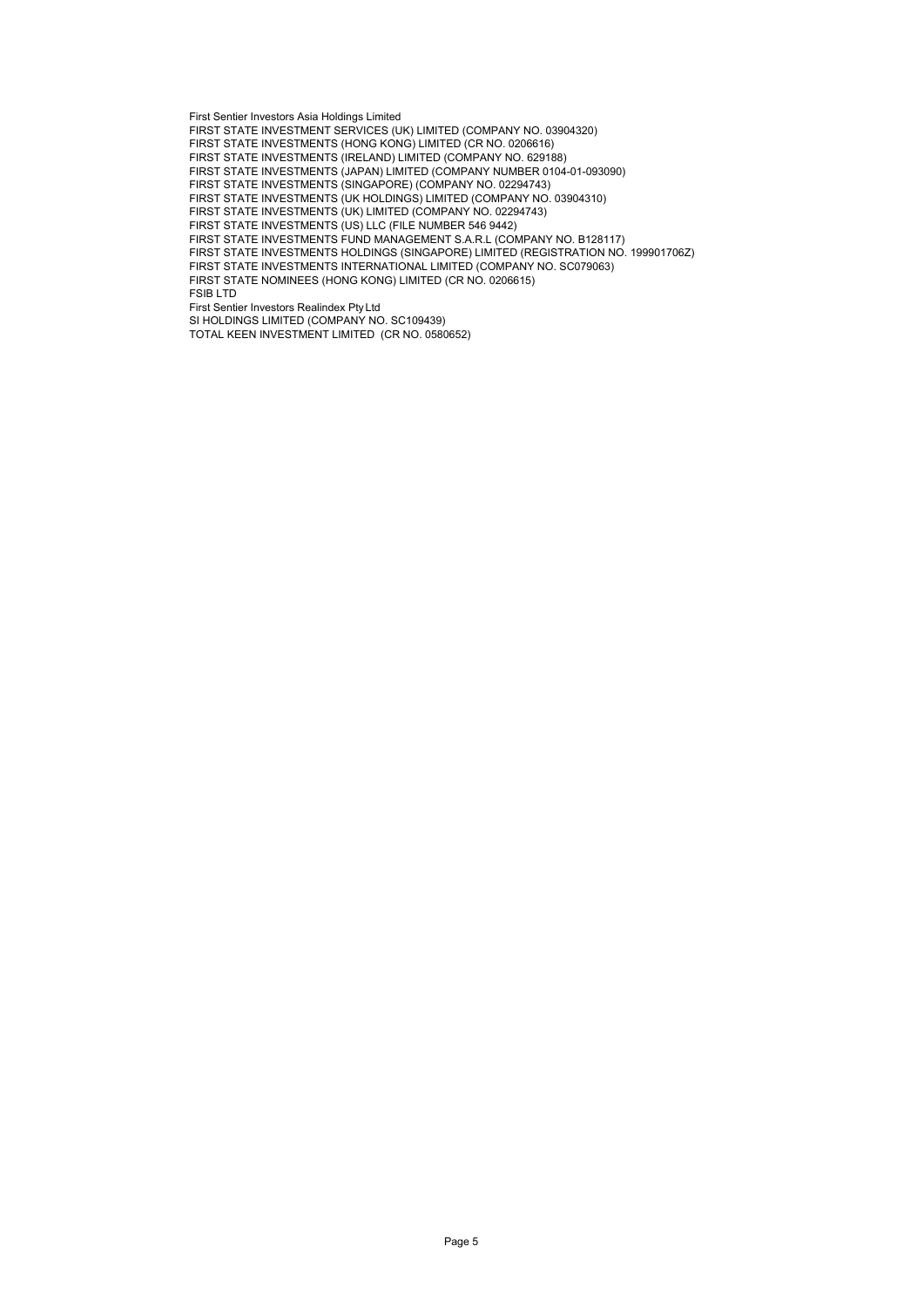First Sentier Investors Asia Holdings Limited
FIRST STATE INVESTMENT SERVICES (UK) LIMITED (COMPANY NO. 03904320)
FIRST STATE INVESTMENTS (HONG KONG) LIMITED (CR NO. 0206616)
FIRST STATE INVESTMENTS (IRELAND) LIMITED (COMPANY NO. 629188)
FIRST STATE INVESTMENTS (JAPAN) LIMITED (COMPANY NUMBER 0104-01-093090)
FIRST STATE INVESTMENTS (SINGAPORE) (COMPANY NO. 02294743)
FIRST STATE INVESTMENTS (UK HOLDINGS) LIMITED (COMPANY NO. 03904310)
FIRST STATE INVESTMENTS (UK) LIMITED (COMPANY NO. 02294743)
FIRST STATE INVESTMENTS (US) LLC (FILE NUMBER 546 9442)
FIRST STATE INVESTMENTS FUND MANAGEMENT S.A.R.L (COMPANY NO. B128117)
FIRST STATE INVESTMENTS HOLDINGS (SINGAPORE) LIMITED (REGISTRATION NO. 199901706Z)
FIRST STATE INVESTMENTS INTERNATIONAL LIMITED (COMPANY NO. SC079063)
FIRST STATE NOMINEES (HONG KONG) LIMITED (CR NO. 0206615)
FSIB LTD
First Sentier Investors Realindex Pty Ltd
SI HOLDINGS LIMITED (COMPANY NO. SC109439)
TOTAL KEEN INVESTMENT LIMITED (CR NO. 0580652)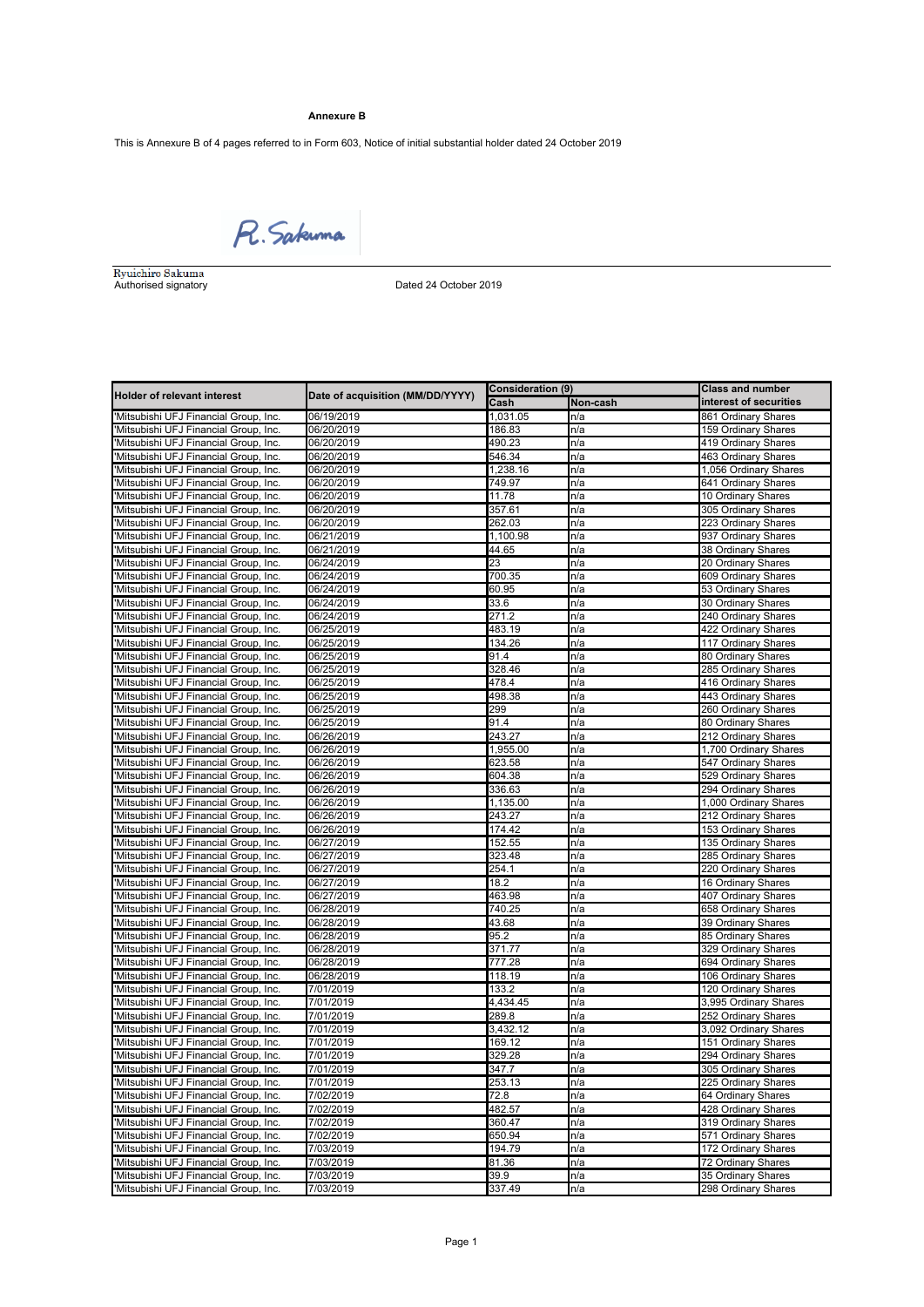**Annexure B**

This is Annexure B of 4 pages referred to in Form 603, Notice of initial substantial holder dated 24 October 2019

R. Sakuma

Ryuichiro Sakuma
Authorised signatory

Dated 24 October 2019

| Holder of relevant interest | Date of acquisition (MM/DD/YYYY) | Consideration (9) | | Class and number interest of securities |
|---|---|---|---|---|
| | | Cash | Non-cash | |
| 'Mitsubishi UFJ Financial Group, Inc. | 06/19/2019 | 1,031.05 | n/a | 861 Ordinary Shares |
| 'Mitsubishi UFJ Financial Group, Inc. | 06/20/2019 | 186.83 | n/a | 159 Ordinary Shares |
| 'Mitsubishi UFJ Financial Group, Inc. | 06/20/2019 | 490.23 | n/a | 419 Ordinary Shares |
| 'Mitsubishi UFJ Financial Group, Inc. | 06/20/2019 | 546.34 | n/a | 463 Ordinary Shares |
| 'Mitsubishi UFJ Financial Group, Inc. | 06/20/2019 | 1,238.16 | n/a | 1,056 Ordinary Shares |
| 'Mitsubishi UFJ Financial Group, Inc. | 06/20/2019 | 749.97 | n/a | 641 Ordinary Shares |
| 'Mitsubishi UFJ Financial Group, Inc. | 06/20/2019 | 11.78 | n/a | 10 Ordinary Shares |
| 'Mitsubishi UFJ Financial Group, Inc. | 06/20/2019 | 357.61 | n/a | 305 Ordinary Shares |
| 'Mitsubishi UFJ Financial Group, Inc. | 06/20/2019 | 262.03 | n/a | 223 Ordinary Shares |
| 'Mitsubishi UFJ Financial Group, Inc. | 06/21/2019 | 1,100.98 | n/a | 937 Ordinary Shares |
| 'Mitsubishi UFJ Financial Group, Inc. | 06/21/2019 | 44.65 | n/a | 38 Ordinary Shares |
| 'Mitsubishi UFJ Financial Group, Inc. | 06/24/2019 | 23 | n/a | 20 Ordinary Shares |
| 'Mitsubishi UFJ Financial Group, Inc. | 06/24/2019 | 700.35 | n/a | 609 Ordinary Shares |
| 'Mitsubishi UFJ Financial Group, Inc. | 06/24/2019 | 60.95 | n/a | 53 Ordinary Shares |
| 'Mitsubishi UFJ Financial Group, Inc. | 06/24/2019 | 33.6 | n/a | 30 Ordinary Shares |
| 'Mitsubishi UFJ Financial Group, Inc. | 06/24/2019 | 271.2 | n/a | 240 Ordinary Shares |
| 'Mitsubishi UFJ Financial Group, Inc. | 06/25/2019 | 483.19 | n/a | 422 Ordinary Shares |
| 'Mitsubishi UFJ Financial Group, Inc. | 06/25/2019 | 134.26 | n/a | 117 Ordinary Shares |
| 'Mitsubishi UFJ Financial Group, Inc. | 06/25/2019 | 91.4 | n/a | 80 Ordinary Shares |
| 'Mitsubishi UFJ Financial Group, Inc. | 06/25/2019 | 328.46 | n/a | 285 Ordinary Shares |
| 'Mitsubishi UFJ Financial Group, Inc. | 06/25/2019 | 478.4 | n/a | 416 Ordinary Shares |
| 'Mitsubishi UFJ Financial Group, Inc. | 06/25/2019 | 498.38 | n/a | 443 Ordinary Shares |
| 'Mitsubishi UFJ Financial Group, Inc. | 06/25/2019 | 299 | n/a | 260 Ordinary Shares |
| 'Mitsubishi UFJ Financial Group, Inc. | 06/25/2019 | 91.4 | n/a | 80 Ordinary Shares |
| 'Mitsubishi UFJ Financial Group, Inc. | 06/26/2019 | 243.27 | n/a | 212 Ordinary Shares |
| 'Mitsubishi UFJ Financial Group, Inc. | 06/26/2019 | 1,955.00 | n/a | 1,700 Ordinary Shares |
| 'Mitsubishi UFJ Financial Group, Inc. | 06/26/2019 | 623.58 | n/a | 547 Ordinary Shares |
| 'Mitsubishi UFJ Financial Group, Inc. | 06/26/2019 | 604.38 | n/a | 529 Ordinary Shares |
| 'Mitsubishi UFJ Financial Group, Inc. | 06/26/2019 | 336.63 | n/a | 294 Ordinary Shares |
| 'Mitsubishi UFJ Financial Group, Inc. | 06/26/2019 | 1,135.00 | n/a | 1,000 Ordinary Shares |
| 'Mitsubishi UFJ Financial Group, Inc. | 06/26/2019 | 243.27 | n/a | 212 Ordinary Shares |
| 'Mitsubishi UFJ Financial Group, Inc. | 06/26/2019 | 174.42 | n/a | 153 Ordinary Shares |
| 'Mitsubishi UFJ Financial Group, Inc. | 06/27/2019 | 152.55 | n/a | 135 Ordinary Shares |
| 'Mitsubishi UFJ Financial Group, Inc. | 06/27/2019 | 323.48 | n/a | 285 Ordinary Shares |
| 'Mitsubishi UFJ Financial Group, Inc. | 06/27/2019 | 254.1 | n/a | 220 Ordinary Shares |
| 'Mitsubishi UFJ Financial Group, Inc. | 06/27/2019 | 18.2 | n/a | 16 Ordinary Shares |
| 'Mitsubishi UFJ Financial Group, Inc. | 06/27/2019 | 463.98 | n/a | 407 Ordinary Shares |
| 'Mitsubishi UFJ Financial Group, Inc. | 06/28/2019 | 740.25 | n/a | 658 Ordinary Shares |
| 'Mitsubishi UFJ Financial Group, Inc. | 06/28/2019 | 43.68 | n/a | 39 Ordinary Shares |
| 'Mitsubishi UFJ Financial Group, Inc. | 06/28/2019 | 95.2 | n/a | 85 Ordinary Shares |
| 'Mitsubishi UFJ Financial Group, Inc. | 06/28/2019 | 371.77 | n/a | 329 Ordinary Shares |
| 'Mitsubishi UFJ Financial Group, Inc. | 06/28/2019 | 777.28 | n/a | 694 Ordinary Shares |
| 'Mitsubishi UFJ Financial Group, Inc. | 06/28/2019 | 118.19 | n/a | 106 Ordinary Shares |
| 'Mitsubishi UFJ Financial Group, Inc. | 7/01/2019 | 133.2 | n/a | 120 Ordinary Shares |
| 'Mitsubishi UFJ Financial Group, Inc. | 7/01/2019 | 4,434.45 | n/a | 3,995 Ordinary Shares |
| 'Mitsubishi UFJ Financial Group, Inc. | 7/01/2019 | 289.8 | n/a | 252 Ordinary Shares |
| 'Mitsubishi UFJ Financial Group, Inc. | 7/01/2019 | 3,432.12 | n/a | 3,092 Ordinary Shares |
| 'Mitsubishi UFJ Financial Group, Inc. | 7/01/2019 | 169.12 | n/a | 151 Ordinary Shares |
| 'Mitsubishi UFJ Financial Group, Inc. | 7/01/2019 | 329.28 | n/a | 294 Ordinary Shares |
| 'Mitsubishi UFJ Financial Group, Inc. | 7/01/2019 | 347.7 | n/a | 305 Ordinary Shares |
| 'Mitsubishi UFJ Financial Group, Inc. | 7/01/2019 | 253.13 | n/a | 225 Ordinary Shares |
| 'Mitsubishi UFJ Financial Group, Inc. | 7/02/2019 | 72.8 | n/a | 64 Ordinary Shares |
| 'Mitsubishi UFJ Financial Group, Inc. | 7/02/2019 | 482.57 | n/a | 428 Ordinary Shares |
| 'Mitsubishi UFJ Financial Group, Inc. | 7/02/2019 | 360.47 | n/a | 319 Ordinary Shares |
| 'Mitsubishi UFJ Financial Group, Inc. | 7/02/2019 | 650.94 | n/a | 571 Ordinary Shares |
| 'Mitsubishi UFJ Financial Group, Inc. | 7/03/2019 | 194.79 | n/a | 172 Ordinary Shares |
| 'Mitsubishi UFJ Financial Group, Inc. | 7/03/2019 | 81.36 | n/a | 72 Ordinary Shares |
| 'Mitsubishi UFJ Financial Group, Inc. | 7/03/2019 | 39.9 | n/a | 35 Ordinary Shares |
| 'Mitsubishi UFJ Financial Group, Inc. | 7/03/2019 | 337.49 | n/a | 298 Ordinary Shares |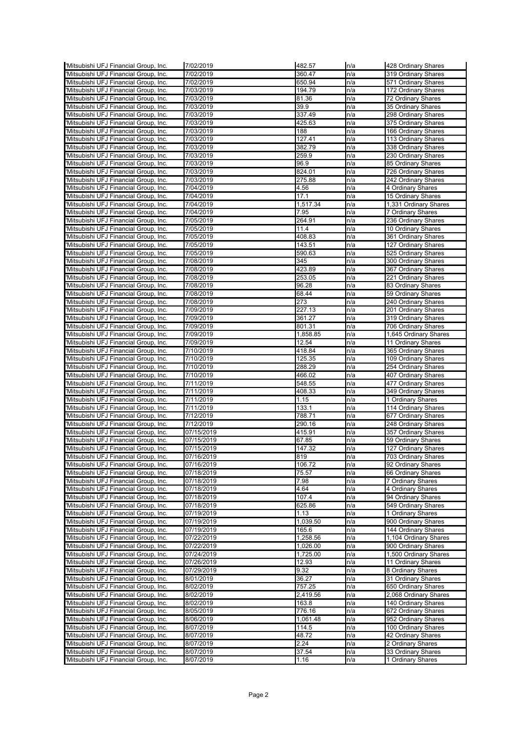| | | | | |
|---|---|---|---|---|
| 'Mitsubishi UFJ Financial Group, Inc. | 7/02/2019 | 482.57 | n/a | 428 Ordinary Shares |
| 'Mitsubishi UFJ Financial Group, Inc. | 7/02/2019 | 360.47 | n/a | 319 Ordinary Shares |
| 'Mitsubishi UFJ Financial Group, Inc. | 7/02/2019 | 650.94 | n/a | 571 Ordinary Shares |
| 'Mitsubishi UFJ Financial Group, Inc. | 7/03/2019 | 194.79 | n/a | 172 Ordinary Shares |
| 'Mitsubishi UFJ Financial Group, Inc. | 7/03/2019 | 81.36 | n/a | 72 Ordinary Shares |
| 'Mitsubishi UFJ Financial Group, Inc. | 7/03/2019 | 39.9 | n/a | 35 Ordinary Shares |
| 'Mitsubishi UFJ Financial Group, Inc. | 7/03/2019 | 337.49 | n/a | 298 Ordinary Shares |
| 'Mitsubishi UFJ Financial Group, Inc. | 7/03/2019 | 425.63 | n/a | 375 Ordinary Shares |
| 'Mitsubishi UFJ Financial Group, Inc. | 7/03/2019 | 188 | n/a | 166 Ordinary Shares |
| 'Mitsubishi UFJ Financial Group, Inc. | 7/03/2019 | 127.41 | n/a | 113 Ordinary Shares |
| 'Mitsubishi UFJ Financial Group, Inc. | 7/03/2019 | 382.79 | n/a | 338 Ordinary Shares |
| 'Mitsubishi UFJ Financial Group, Inc. | 7/03/2019 | 259.9 | n/a | 230 Ordinary Shares |
| 'Mitsubishi UFJ Financial Group, Inc. | 7/03/2019 | 96.9 | n/a | 85 Ordinary Shares |
| 'Mitsubishi UFJ Financial Group, Inc. | 7/03/2019 | 824.01 | n/a | 726 Ordinary Shares |
| 'Mitsubishi UFJ Financial Group, Inc. | 7/03/2019 | 275.88 | n/a | 242 Ordinary Shares |
| 'Mitsubishi UFJ Financial Group, Inc. | 7/04/2019 | 4.56 | n/a | 4 Ordinary Shares |
| 'Mitsubishi UFJ Financial Group, Inc. | 7/04/2019 | 17.1 | n/a | 15 Ordinary Shares |
| 'Mitsubishi UFJ Financial Group, Inc. | 7/04/2019 | 1,517.34 | n/a | 1,331 Ordinary Shares |
| 'Mitsubishi UFJ Financial Group, Inc. | 7/04/2019 | 7.95 | n/a | 7 Ordinary Shares |
| 'Mitsubishi UFJ Financial Group, Inc. | 7/05/2019 | 264.91 | n/a | 236 Ordinary Shares |
| 'Mitsubishi UFJ Financial Group, Inc. | 7/05/2019 | 11.4 | n/a | 10 Ordinary Shares |
| 'Mitsubishi UFJ Financial Group, Inc. | 7/05/2019 | 408.83 | n/a | 361 Ordinary Shares |
| 'Mitsubishi UFJ Financial Group, Inc. | 7/05/2019 | 143.51 | n/a | 127 Ordinary Shares |
| 'Mitsubishi UFJ Financial Group, Inc. | 7/05/2019 | 590.63 | n/a | 525 Ordinary Shares |
| 'Mitsubishi UFJ Financial Group, Inc. | 7/08/2019 | 345 | n/a | 300 Ordinary Shares |
| 'Mitsubishi UFJ Financial Group, Inc. | 7/08/2019 | 423.89 | n/a | 367 Ordinary Shares |
| 'Mitsubishi UFJ Financial Group, Inc. | 7/08/2019 | 253.05 | n/a | 221 Ordinary Shares |
| 'Mitsubishi UFJ Financial Group, Inc. | 7/08/2019 | 96.28 | n/a | 83 Ordinary Shares |
| 'Mitsubishi UFJ Financial Group, Inc. | 7/08/2019 | 68.44 | n/a | 59 Ordinary Shares |
| 'Mitsubishi UFJ Financial Group, Inc. | 7/08/2019 | 273 | n/a | 240 Ordinary Shares |
| 'Mitsubishi UFJ Financial Group, Inc. | 7/09/2019 | 227.13 | n/a | 201 Ordinary Shares |
| 'Mitsubishi UFJ Financial Group, Inc. | 7/09/2019 | 361.27 | n/a | 319 Ordinary Shares |
| 'Mitsubishi UFJ Financial Group, Inc. | 7/09/2019 | 801.31 | n/a | 706 Ordinary Shares |
| 'Mitsubishi UFJ Financial Group, Inc. | 7/09/2019 | 1,858.85 | n/a | 1,645 Ordinary Shares |
| 'Mitsubishi UFJ Financial Group, Inc. | 7/09/2019 | 12.54 | n/a | 11 Ordinary Shares |
| 'Mitsubishi UFJ Financial Group, Inc. | 7/10/2019 | 418.84 | n/a | 365 Ordinary Shares |
| 'Mitsubishi UFJ Financial Group, Inc. | 7/10/2019 | 125.35 | n/a | 109 Ordinary Shares |
| 'Mitsubishi UFJ Financial Group, Inc. | 7/10/2019 | 288.29 | n/a | 254 Ordinary Shares |
| 'Mitsubishi UFJ Financial Group, Inc. | 7/10/2019 | 466.02 | n/a | 407 Ordinary Shares |
| 'Mitsubishi UFJ Financial Group, Inc. | 7/11/2019 | 548.55 | n/a | 477 Ordinary Shares |
| 'Mitsubishi UFJ Financial Group, Inc. | 7/11/2019 | 408.33 | n/a | 349 Ordinary Shares |
| 'Mitsubishi UFJ Financial Group, Inc. | 7/11/2019 | 1.15 | n/a | 1 Ordinary Shares |
| 'Mitsubishi UFJ Financial Group, Inc. | 7/11/2019 | 133.1 | n/a | 114 Ordinary Shares |
| 'Mitsubishi UFJ Financial Group, Inc. | 7/12/2019 | 788.71 | n/a | 677 Ordinary Shares |
| 'Mitsubishi UFJ Financial Group, Inc. | 7/12/2019 | 290.16 | n/a | 248 Ordinary Shares |
| 'Mitsubishi UFJ Financial Group, Inc. | 07/15/2019 | 415.91 | n/a | 357 Ordinary Shares |
| 'Mitsubishi UFJ Financial Group, Inc. | 07/15/2019 | 67.85 | n/a | 59 Ordinary Shares |
| 'Mitsubishi UFJ Financial Group, Inc. | 07/15/2019 | 147.32 | n/a | 127 Ordinary Shares |
| 'Mitsubishi UFJ Financial Group, Inc. | 07/16/2019 | 819 | n/a | 703 Ordinary Shares |
| 'Mitsubishi UFJ Financial Group, Inc. | 07/16/2019 | 106.72 | n/a | 92 Ordinary Shares |
| 'Mitsubishi UFJ Financial Group, Inc. | 07/18/2019 | 75.57 | n/a | 66 Ordinary Shares |
| 'Mitsubishi UFJ Financial Group, Inc. | 07/18/2019 | 7.98 | n/a | 7 Ordinary Shares |
| 'Mitsubishi UFJ Financial Group, Inc. | 07/18/2019 | 4.64 | n/a | 4 Ordinary Shares |
| 'Mitsubishi UFJ Financial Group, Inc. | 07/18/2019 | 107.4 | n/a | 94 Ordinary Shares |
| 'Mitsubishi UFJ Financial Group, Inc. | 07/18/2019 | 625.86 | n/a | 549 Ordinary Shares |
| 'Mitsubishi UFJ Financial Group, Inc. | 07/19/2019 | 1.13 | n/a | 1 Ordinary Shares |
| 'Mitsubishi UFJ Financial Group, Inc. | 07/19/2019 | 1,039.50 | n/a | 900 Ordinary Shares |
| 'Mitsubishi UFJ Financial Group, Inc. | 07/19/2019 | 165.6 | n/a | 144 Ordinary Shares |
| 'Mitsubishi UFJ Financial Group, Inc. | 07/22/2019 | 1,258.56 | n/a | 1,104 Ordinary Shares |
| 'Mitsubishi UFJ Financial Group, Inc. | 07/22/2019 | 1,026.00 | n/a | 900 Ordinary Shares |
| 'Mitsubishi UFJ Financial Group, Inc. | 07/24/2019 | 1,725.00 | n/a | 1,500 Ordinary Shares |
| 'Mitsubishi UFJ Financial Group, Inc. | 07/26/2019 | 12.93 | n/a | 11 Ordinary Shares |
| 'Mitsubishi UFJ Financial Group, Inc. | 07/29/2019 | 9.32 | n/a | 8 Ordinary Shares |
| 'Mitsubishi UFJ Financial Group, Inc. | 8/01/2019 | 36.27 | n/a | 31 Ordinary Shares |
| 'Mitsubishi UFJ Financial Group, Inc. | 8/02/2019 | 757.25 | n/a | 650 Ordinary Shares |
| 'Mitsubishi UFJ Financial Group, Inc. | 8/02/2019 | 2,419.56 | n/a | 2,068 Ordinary Shares |
| 'Mitsubishi UFJ Financial Group, Inc. | 8/02/2019 | 163.8 | n/a | 140 Ordinary Shares |
| 'Mitsubishi UFJ Financial Group, Inc. | 8/05/2019 | 776.16 | n/a | 672 Ordinary Shares |
| 'Mitsubishi UFJ Financial Group, Inc. | 8/06/2019 | 1,061.48 | n/a | 952 Ordinary Shares |
| 'Mitsubishi UFJ Financial Group, Inc. | 8/07/2019 | 114.5 | n/a | 100 Ordinary Shares |
| 'Mitsubishi UFJ Financial Group, Inc. | 8/07/2019 | 48.72 | n/a | 42 Ordinary Shares |
| 'Mitsubishi UFJ Financial Group, Inc. | 8/07/2019 | 2.24 | n/a | 2 Ordinary Shares |
| 'Mitsubishi UFJ Financial Group, Inc. | 8/07/2019 | 37.54 | n/a | 33 Ordinary Shares |
| 'Mitsubishi UFJ Financial Group, Inc. | 8/07/2019 | 1.16 | n/a | 1 Ordinary Shares |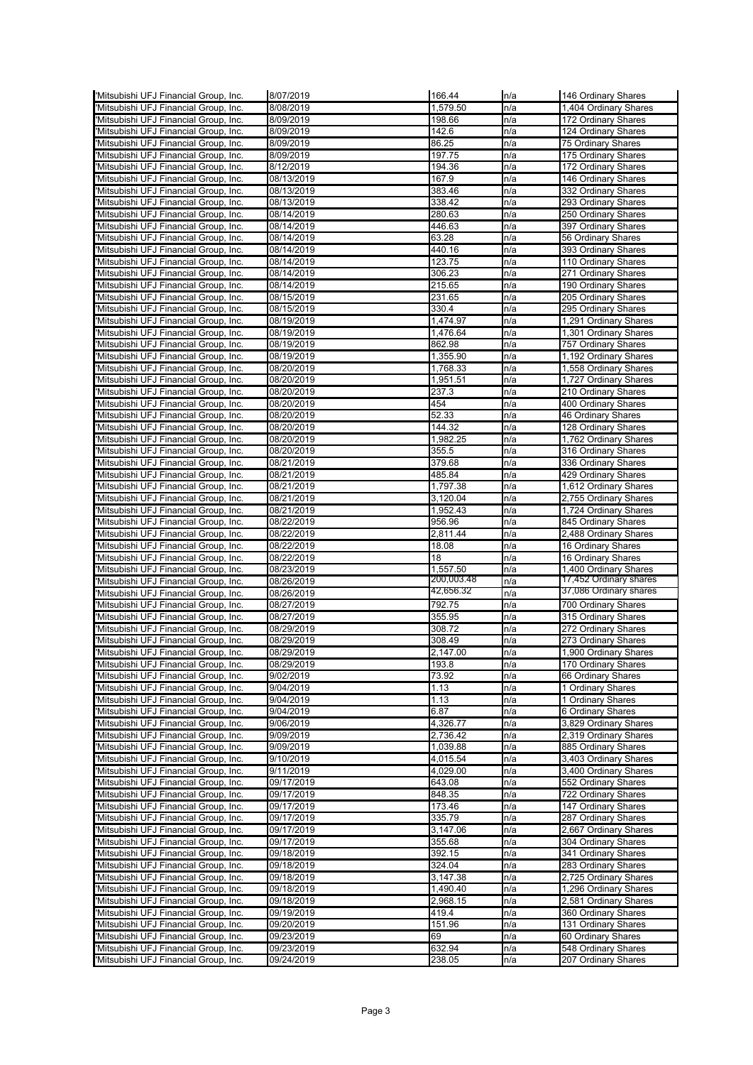| | | | | |
|---|---|---|---|---|
| 'Mitsubishi UFJ Financial Group, Inc. | 8/07/2019 | 166.44 | n/a | 146 Ordinary Shares |
| 'Mitsubishi UFJ Financial Group, Inc. | 8/08/2019 | 1,579.50 | n/a | 1,404 Ordinary Shares |
| 'Mitsubishi UFJ Financial Group, Inc. | 8/09/2019 | 198.66 | n/a | 172 Ordinary Shares |
| 'Mitsubishi UFJ Financial Group, Inc. | 8/09/2019 | 142.6 | n/a | 124 Ordinary Shares |
| 'Mitsubishi UFJ Financial Group, Inc. | 8/09/2019 | 86.25 | n/a | 75 Ordinary Shares |
| 'Mitsubishi UFJ Financial Group, Inc. | 8/09/2019 | 197.75 | n/a | 175 Ordinary Shares |
| 'Mitsubishi UFJ Financial Group, Inc. | 8/12/2019 | 194.36 | n/a | 172 Ordinary Shares |
| 'Mitsubishi UFJ Financial Group, Inc. | 08/13/2019 | 167.9 | n/a | 146 Ordinary Shares |
| 'Mitsubishi UFJ Financial Group, Inc. | 08/13/2019 | 383.46 | n/a | 332 Ordinary Shares |
| 'Mitsubishi UFJ Financial Group, Inc. | 08/13/2019 | 338.42 | n/a | 293 Ordinary Shares |
| 'Mitsubishi UFJ Financial Group, Inc. | 08/14/2019 | 280.63 | n/a | 250 Ordinary Shares |
| 'Mitsubishi UFJ Financial Group, Inc. | 08/14/2019 | 446.63 | n/a | 397 Ordinary Shares |
| 'Mitsubishi UFJ Financial Group, Inc. | 08/14/2019 | 63.28 | n/a | 56 Ordinary Shares |
| 'Mitsubishi UFJ Financial Group, Inc. | 08/14/2019 | 440.16 | n/a | 393 Ordinary Shares |
| 'Mitsubishi UFJ Financial Group, Inc. | 08/14/2019 | 123.75 | n/a | 110 Ordinary Shares |
| 'Mitsubishi UFJ Financial Group, Inc. | 08/14/2019 | 306.23 | n/a | 271 Ordinary Shares |
| 'Mitsubishi UFJ Financial Group, Inc. | 08/14/2019 | 215.65 | n/a | 190 Ordinary Shares |
| 'Mitsubishi UFJ Financial Group, Inc. | 08/15/2019 | 231.65 | n/a | 205 Ordinary Shares |
| 'Mitsubishi UFJ Financial Group, Inc. | 08/15/2019 | 330.4 | n/a | 295 Ordinary Shares |
| 'Mitsubishi UFJ Financial Group, Inc. | 08/19/2019 | 1,474.97 | n/a | 1,291 Ordinary Shares |
| 'Mitsubishi UFJ Financial Group, Inc. | 08/19/2019 | 1,476.64 | n/a | 1,301 Ordinary Shares |
| 'Mitsubishi UFJ Financial Group, Inc. | 08/19/2019 | 862.98 | n/a | 757 Ordinary Shares |
| 'Mitsubishi UFJ Financial Group, Inc. | 08/19/2019 | 1,355.90 | n/a | 1,192 Ordinary Shares |
| 'Mitsubishi UFJ Financial Group, Inc. | 08/20/2019 | 1,768.33 | n/a | 1,558 Ordinary Shares |
| 'Mitsubishi UFJ Financial Group, Inc. | 08/20/2019 | 1,951.51 | n/a | 1,727 Ordinary Shares |
| 'Mitsubishi UFJ Financial Group, Inc. | 08/20/2019 | 237.3 | n/a | 210 Ordinary Shares |
| 'Mitsubishi UFJ Financial Group, Inc. | 08/20/2019 | 454 | n/a | 400 Ordinary Shares |
| 'Mitsubishi UFJ Financial Group, Inc. | 08/20/2019 | 52.33 | n/a | 46 Ordinary Shares |
| 'Mitsubishi UFJ Financial Group, Inc. | 08/20/2019 | 144.32 | n/a | 128 Ordinary Shares |
| 'Mitsubishi UFJ Financial Group, Inc. | 08/20/2019 | 1,982.25 | n/a | 1,762 Ordinary Shares |
| 'Mitsubishi UFJ Financial Group, Inc. | 08/20/2019 | 355.5 | n/a | 316 Ordinary Shares |
| 'Mitsubishi UFJ Financial Group, Inc. | 08/21/2019 | 379.68 | n/a | 336 Ordinary Shares |
| 'Mitsubishi UFJ Financial Group, Inc. | 08/21/2019 | 485.84 | n/a | 429 Ordinary Shares |
| 'Mitsubishi UFJ Financial Group, Inc. | 08/21/2019 | 1,797.38 | n/a | 1,612 Ordinary Shares |
| 'Mitsubishi UFJ Financial Group, Inc. | 08/21/2019 | 3,120.04 | n/a | 2,755 Ordinary Shares |
| 'Mitsubishi UFJ Financial Group, Inc. | 08/21/2019 | 1,952.43 | n/a | 1,724 Ordinary Shares |
| 'Mitsubishi UFJ Financial Group, Inc. | 08/22/2019 | 956.96 | n/a | 845 Ordinary Shares |
| 'Mitsubishi UFJ Financial Group, Inc. | 08/22/2019 | 2,811.44 | n/a | 2,488 Ordinary Shares |
| 'Mitsubishi UFJ Financial Group, Inc. | 08/22/2019 | 18.08 | n/a | 16 Ordinary Shares |
| 'Mitsubishi UFJ Financial Group, Inc. | 08/22/2019 | 18 | n/a | 16 Ordinary Shares |
| 'Mitsubishi UFJ Financial Group, Inc. | 08/23/2019 | 1,557.50 | n/a | 1,400 Ordinary Shares |
| 'Mitsubishi UFJ Financial Group, Inc. | 08/26/2019 | 200,003.48 | n/a | 17,452 Ordinary shares |
| 'Mitsubishi UFJ Financial Group, Inc. | 08/26/2019 | 42,656.32 | n/a | 37,086 Ordinary shares |
| 'Mitsubishi UFJ Financial Group, Inc. | 08/27/2019 | 792.75 | n/a | 700 Ordinary Shares |
| 'Mitsubishi UFJ Financial Group, Inc. | 08/27/2019 | 355.95 | n/a | 315 Ordinary Shares |
| 'Mitsubishi UFJ Financial Group, Inc. | 08/29/2019 | 308.72 | n/a | 272 Ordinary Shares |
| 'Mitsubishi UFJ Financial Group, Inc. | 08/29/2019 | 308.49 | n/a | 273 Ordinary Shares |
| 'Mitsubishi UFJ Financial Group, Inc. | 08/29/2019 | 2,147.00 | n/a | 1,900 Ordinary Shares |
| 'Mitsubishi UFJ Financial Group, Inc. | 08/29/2019 | 193.8 | n/a | 170 Ordinary Shares |
| 'Mitsubishi UFJ Financial Group, Inc. | 9/02/2019 | 73.92 | n/a | 66 Ordinary Shares |
| 'Mitsubishi UFJ Financial Group, Inc. | 9/04/2019 | 1.13 | n/a | 1 Ordinary Shares |
| 'Mitsubishi UFJ Financial Group, Inc. | 9/04/2019 | 1.13 | n/a | 1 Ordinary Shares |
| 'Mitsubishi UFJ Financial Group, Inc. | 9/04/2019 | 6.87 | n/a | 6 Ordinary Shares |
| 'Mitsubishi UFJ Financial Group, Inc. | 9/06/2019 | 4,326.77 | n/a | 3,829 Ordinary Shares |
| 'Mitsubishi UFJ Financial Group, Inc. | 9/09/2019 | 2,736.42 | n/a | 2,319 Ordinary Shares |
| 'Mitsubishi UFJ Financial Group, Inc. | 9/09/2019 | 1,039.88 | n/a | 885 Ordinary Shares |
| 'Mitsubishi UFJ Financial Group, Inc. | 9/10/2019 | 4,015.54 | n/a | 3,403 Ordinary Shares |
| 'Mitsubishi UFJ Financial Group, Inc. | 9/11/2019 | 4,029.00 | n/a | 3,400 Ordinary Shares |
| 'Mitsubishi UFJ Financial Group, Inc. | 09/17/2019 | 643.08 | n/a | 552 Ordinary Shares |
| 'Mitsubishi UFJ Financial Group, Inc. | 09/17/2019 | 848.35 | n/a | 722 Ordinary Shares |
| 'Mitsubishi UFJ Financial Group, Inc. | 09/17/2019 | 173.46 | n/a | 147 Ordinary Shares |
| 'Mitsubishi UFJ Financial Group, Inc. | 09/17/2019 | 335.79 | n/a | 287 Ordinary Shares |
| 'Mitsubishi UFJ Financial Group, Inc. | 09/17/2019 | 3,147.06 | n/a | 2,667 Ordinary Shares |
| 'Mitsubishi UFJ Financial Group, Inc. | 09/17/2019 | 355.68 | n/a | 304 Ordinary Shares |
| 'Mitsubishi UFJ Financial Group, Inc. | 09/18/2019 | 392.15 | n/a | 341 Ordinary Shares |
| 'Mitsubishi UFJ Financial Group, Inc. | 09/18/2019 | 324.04 | n/a | 283 Ordinary Shares |
| 'Mitsubishi UFJ Financial Group, Inc. | 09/18/2019 | 3,147.38 | n/a | 2,725 Ordinary Shares |
| 'Mitsubishi UFJ Financial Group, Inc. | 09/18/2019 | 1,490.40 | n/a | 1,296 Ordinary Shares |
| 'Mitsubishi UFJ Financial Group, Inc. | 09/18/2019 | 2,968.15 | n/a | 2,581 Ordinary Shares |
| 'Mitsubishi UFJ Financial Group, Inc. | 09/19/2019 | 419.4 | n/a | 360 Ordinary Shares |
| 'Mitsubishi UFJ Financial Group, Inc. | 09/20/2019 | 151.96 | n/a | 131 Ordinary Shares |
| 'Mitsubishi UFJ Financial Group, Inc. | 09/23/2019 | 69 | n/a | 60 Ordinary Shares |
| 'Mitsubishi UFJ Financial Group, Inc. | 09/23/2019 | 632.94 | n/a | 548 Ordinary Shares |
| 'Mitsubishi UFJ Financial Group, Inc. | 09/24/2019 | 238.05 | n/a | 207 Ordinary Shares |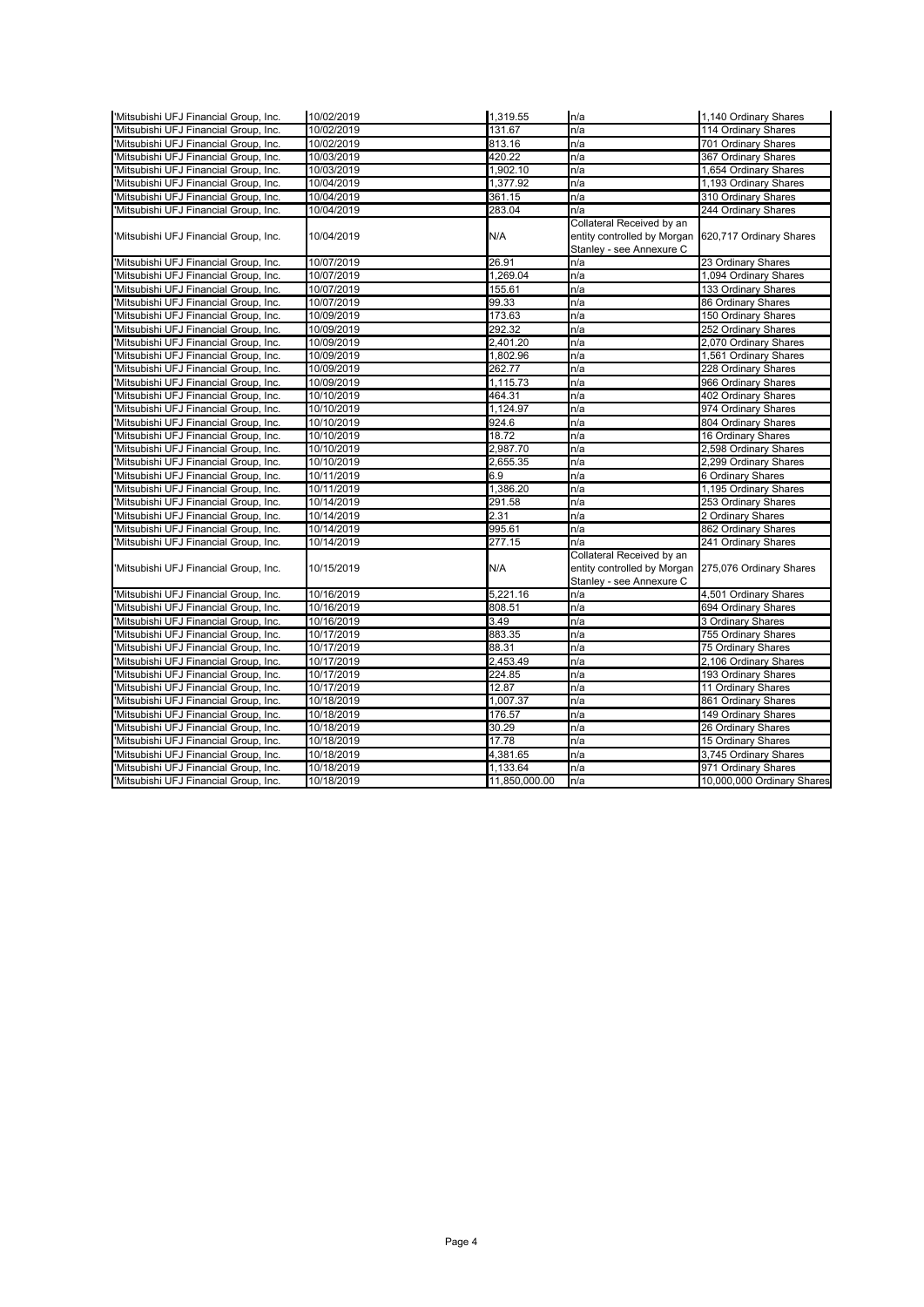| | | | | |
|---|---|---|---|---|
| 'Mitsubishi UFJ Financial Group, Inc. | 10/02/2019 | 1,319.55 | n/a | 1,140 Ordinary Shares |
| 'Mitsubishi UFJ Financial Group, Inc. | 10/02/2019 | 131.67 | n/a | 114 Ordinary Shares |
| 'Mitsubishi UFJ Financial Group, Inc. | 10/02/2019 | 813.16 | n/a | 701 Ordinary Shares |
| 'Mitsubishi UFJ Financial Group, Inc. | 10/03/2019 | 420.22 | n/a | 367 Ordinary Shares |
| 'Mitsubishi UFJ Financial Group, Inc. | 10/03/2019 | 1,902.10 | n/a | 1,654 Ordinary Shares |
| 'Mitsubishi UFJ Financial Group, Inc. | 10/04/2019 | 1,377.92 | n/a | 1,193 Ordinary Shares |
| 'Mitsubishi UFJ Financial Group, Inc. | 10/04/2019 | 361.15 | n/a | 310 Ordinary Shares |
| 'Mitsubishi UFJ Financial Group, Inc. | 10/04/2019 | 283.04 | n/a | 244 Ordinary Shares |
| 'Mitsubishi UFJ Financial Group, Inc. | 10/04/2019 | N/A | Collateral Received by an entity controlled by Morgan Stanley - see Annexure C | 620,717 Ordinary Shares |
| 'Mitsubishi UFJ Financial Group, Inc. | 10/07/2019 | 26.91 | n/a | 23 Ordinary Shares |
| 'Mitsubishi UFJ Financial Group, Inc. | 10/07/2019 | 1,269.04 | n/a | 1,094 Ordinary Shares |
| 'Mitsubishi UFJ Financial Group, Inc. | 10/07/2019 | 155.61 | n/a | 133 Ordinary Shares |
| 'Mitsubishi UFJ Financial Group, Inc. | 10/07/2019 | 99.33 | n/a | 86 Ordinary Shares |
| 'Mitsubishi UFJ Financial Group, Inc. | 10/09/2019 | 173.63 | n/a | 150 Ordinary Shares |
| 'Mitsubishi UFJ Financial Group, Inc. | 10/09/2019 | 292.32 | n/a | 252 Ordinary Shares |
| 'Mitsubishi UFJ Financial Group, Inc. | 10/09/2019 | 2,401.20 | n/a | 2,070 Ordinary Shares |
| 'Mitsubishi UFJ Financial Group, Inc. | 10/09/2019 | 1,802.96 | n/a | 1,561 Ordinary Shares |
| 'Mitsubishi UFJ Financial Group, Inc. | 10/09/2019 | 262.77 | n/a | 228 Ordinary Shares |
| 'Mitsubishi UFJ Financial Group, Inc. | 10/09/2019 | 1,115.73 | n/a | 966 Ordinary Shares |
| 'Mitsubishi UFJ Financial Group, Inc. | 10/10/2019 | 464.31 | n/a | 402 Ordinary Shares |
| 'Mitsubishi UFJ Financial Group, Inc. | 10/10/2019 | 1,124.97 | n/a | 974 Ordinary Shares |
| 'Mitsubishi UFJ Financial Group, Inc. | 10/10/2019 | 924.6 | n/a | 804 Ordinary Shares |
| 'Mitsubishi UFJ Financial Group, Inc. | 10/10/2019 | 18.72 | n/a | 16 Ordinary Shares |
| 'Mitsubishi UFJ Financial Group, Inc. | 10/10/2019 | 2,987.70 | n/a | 2,598 Ordinary Shares |
| 'Mitsubishi UFJ Financial Group, Inc. | 10/10/2019 | 2,655.35 | n/a | 2,299 Ordinary Shares |
| 'Mitsubishi UFJ Financial Group, Inc. | 10/11/2019 | 6.9 | n/a | 6 Ordinary Shares |
| 'Mitsubishi UFJ Financial Group, Inc. | 10/11/2019 | 1,386.20 | n/a | 1,195 Ordinary Shares |
| 'Mitsubishi UFJ Financial Group, Inc. | 10/14/2019 | 291.58 | n/a | 253 Ordinary Shares |
| 'Mitsubishi UFJ Financial Group, Inc. | 10/14/2019 | 2.31 | n/a | 2 Ordinary Shares |
| 'Mitsubishi UFJ Financial Group, Inc. | 10/14/2019 | 995.61 | n/a | 862 Ordinary Shares |
| 'Mitsubishi UFJ Financial Group, Inc. | 10/14/2019 | 277.15 | n/a | 241 Ordinary Shares |
| 'Mitsubishi UFJ Financial Group, Inc. | 10/15/2019 | N/A | Collateral Received by an entity controlled by Morgan Stanley - see Annexure C | 275,076 Ordinary Shares |
| 'Mitsubishi UFJ Financial Group, Inc. | 10/16/2019 | 5,221.16 | n/a | 4,501 Ordinary Shares |
| 'Mitsubishi UFJ Financial Group, Inc. | 10/16/2019 | 808.51 | n/a | 694 Ordinary Shares |
| 'Mitsubishi UFJ Financial Group, Inc. | 10/16/2019 | 3.49 | n/a | 3 Ordinary Shares |
| 'Mitsubishi UFJ Financial Group, Inc. | 10/17/2019 | 883.35 | n/a | 755 Ordinary Shares |
| 'Mitsubishi UFJ Financial Group, Inc. | 10/17/2019 | 88.31 | n/a | 75 Ordinary Shares |
| 'Mitsubishi UFJ Financial Group, Inc. | 10/17/2019 | 2,453.49 | n/a | 2,106 Ordinary Shares |
| 'Mitsubishi UFJ Financial Group, Inc. | 10/17/2019 | 224.85 | n/a | 193 Ordinary Shares |
| 'Mitsubishi UFJ Financial Group, Inc. | 10/17/2019 | 12.87 | n/a | 11 Ordinary Shares |
| 'Mitsubishi UFJ Financial Group, Inc. | 10/18/2019 | 1,007.37 | n/a | 861 Ordinary Shares |
| 'Mitsubishi UFJ Financial Group, Inc. | 10/18/2019 | 176.57 | n/a | 149 Ordinary Shares |
| 'Mitsubishi UFJ Financial Group, Inc. | 10/18/2019 | 30.29 | n/a | 26 Ordinary Shares |
| 'Mitsubishi UFJ Financial Group, Inc. | 10/18/2019 | 17.78 | n/a | 15 Ordinary Shares |
| 'Mitsubishi UFJ Financial Group, Inc. | 10/18/2019 | 4,381.65 | n/a | 3,745 Ordinary Shares |
| 'Mitsubishi UFJ Financial Group, Inc. | 10/18/2019 | 1,133.64 | n/a | 971 Ordinary Shares |
| 'Mitsubishi UFJ Financial Group, Inc. | 10/18/2019 | 11,850,000.00 | n/a | 10,000,000 Ordinary Shares |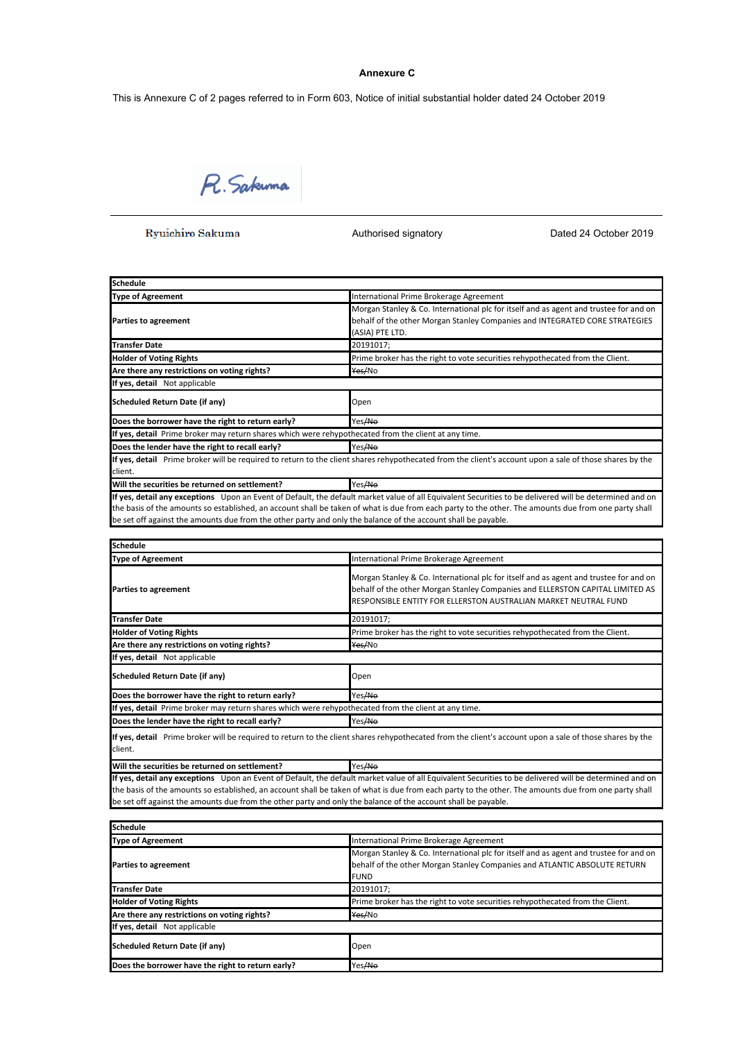# Annexure C

This is Annexure C of 2 pages referred to in Form 603, Notice of initial substantial holder dated 24 October 2019

R. Sakuma

| Ryuichiro Sakuma | Authorised signatory | Dated 24 October 2019 |
|---|---|---|

| Schedule | |
|---|---|
| **Type of Agreement** | International Prime Brokerage Agreement |
| **Parties to agreement** | Morgan Stanley & Co. International plc for itself and as agent and trustee for and on behalf of the other Morgan Stanley Companies and INTEGRATED CORE STRATEGIES (ASIA) PTE LTD. |
| **Transfer Date** | 20191017; |
| **Holder of Voting Rights** | Prime broker has the right to vote securities rehypothecated from the Client. |
| **Are there any restrictions on voting rights?** | ~~Yes~~/No |
| **If yes, detail** Not applicable | |
| **Scheduled Return Date (if any)** | Open |
| **Does the borrower have the right to return early?** | Yes/~~No~~ |
| **If yes, detail** Prime broker may return shares which were rehypothecated from the client at any time. | |
| **Does the lender have the right to recall early?** | Yes/~~No~~ |
| **If yes, detail** Prime broker will be required to return to the client shares rehypothecated from the client's account upon a sale of those shares by the client. | |
| **Will the securities be returned on settlement?** | Yes/~~No~~ |
| **If yes, detail any exceptions** Upon an Event of Default, the default market value of all Equivalent Securities to be delivered will be determined and on the basis of the amounts so established, an account shall be taken of what is due from each party to the other. The amounts due from one party shall be set off against the amounts due from the other party and only the balance of the account shall be payable. | |

| Schedule | |
|---|---|
| **Type of Agreement** | International Prime Brokerage Agreement |
| **Parties to agreement** | Morgan Stanley & Co. International plc for itself and as agent and trustee for and on behalf of the other Morgan Stanley Companies and ELLERSTON CAPITAL LIMITED AS RESPONSIBLE ENTITY FOR ELLERSTON AUSTRALIAN MARKET NEUTRAL FUND |
| **Transfer Date** | 20191017; |
| **Holder of Voting Rights** | Prime broker has the right to vote securities rehypothecated from the Client. |
| **Are there any restrictions on voting rights?** | ~~Yes~~/No |
| **If yes, detail** Not applicable | |
| **Scheduled Return Date (if any)** | Open |
| **Does the borrower have the right to return early?** | Yes/~~No~~ |
| **If yes, detail** Prime broker may return shares which were rehypothecated from the client at any time. | |
| **Does the lender have the right to recall early?** | Yes/~~No~~ |
| **If yes, detail** Prime broker will be required to return to the client shares rehypothecated from the client's account upon a sale of those shares by the client. | |
| **Will the securities be returned on settlement?** | Yes/~~No~~ |
| **If yes, detail any exceptions** Upon an Event of Default, the default market value of all Equivalent Securities to be delivered will be determined and on the basis of the amounts so established, an account shall be taken of what is due from each party to the other. The amounts due from one party shall be set off against the amounts due from the other party and only the balance of the account shall be payable. | |

| Schedule | |
|---|---|
| **Type of Agreement** | International Prime Brokerage Agreement |
| **Parties to agreement** | Morgan Stanley & Co. International plc for itself and as agent and trustee for and on behalf of the other Morgan Stanley Companies and ATLANTIC ABSOLUTE RETURN FUND |
| **Transfer Date** | 20191017; |
| **Holder of Voting Rights** | Prime broker has the right to vote securities rehypothecated from the Client. |
| **Are there any restrictions on voting rights?** | ~~Yes~~/No |
| **If yes, detail** Not applicable | |
| **Scheduled Return Date (if any)** | Open |
| **Does the borrower have the right to return early?** | Yes/~~No~~ |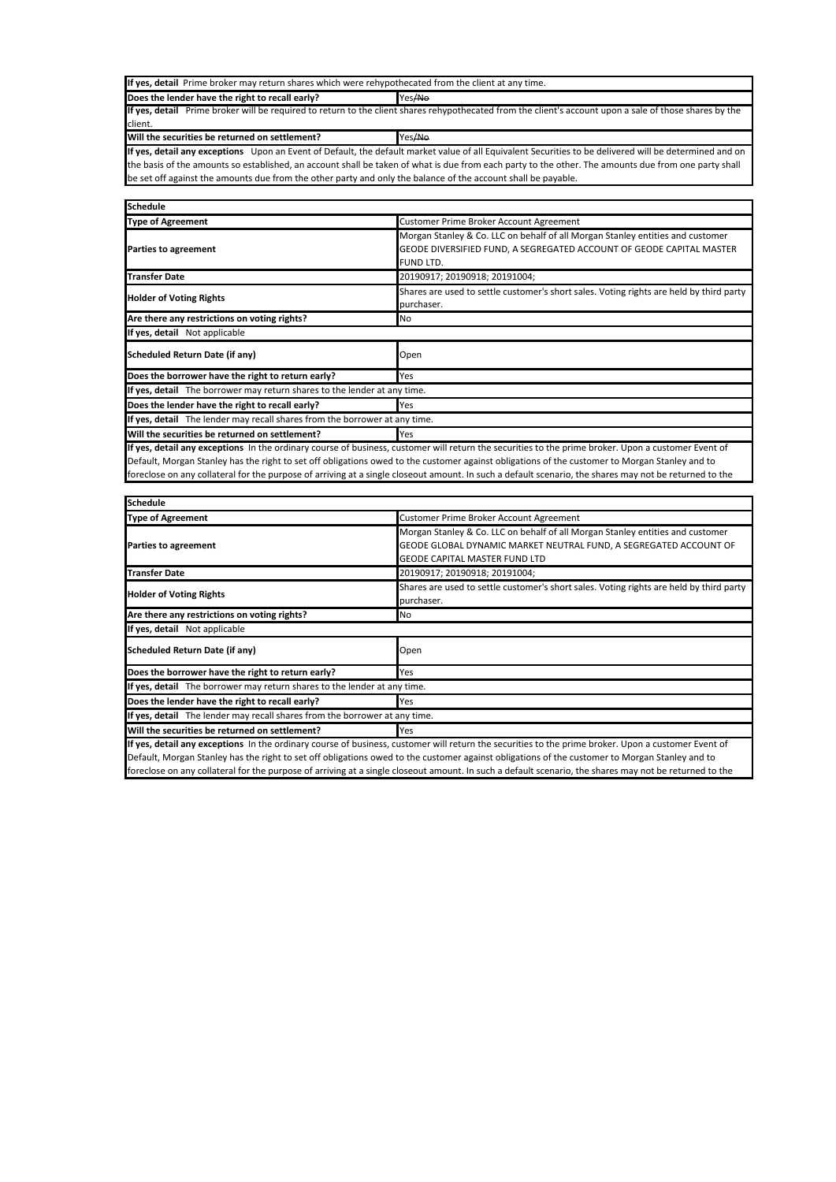| | |
|---|---|
| **If yes, detail** Prime broker may return shares which were rehypothecated from the client at any time. | |
| **Does the lender have the right to recall early?** | Yes/~~No~~ |
| **If yes, detail** Prime broker will be required to return to the client shares rehypothecated from the client's account upon a sale of those shares by the client. | |
| **Will the securities be returned on settlement?** | Yes/~~No~~ |
| **If yes, detail any exceptions** Upon an Event of Default, the default market value of all Equivalent Securities to be delivered will be determined and on the basis of the amounts so established, an account shall be taken of what is due from each party to the other. The amounts due from one party shall be set off against the amounts due from the other party and only the balance of the account shall be payable. | |

| **Schedule** | |
|---|---|
| **Type of Agreement** | Customer Prime Broker Account Agreement |
| **Parties to agreement** | Morgan Stanley & Co. LLC on behalf of all Morgan Stanley entities and customer GEODE DIVERSIFIED FUND, A SEGREGATED ACCOUNT OF GEODE CAPITAL MASTER FUND LTD. |
| **Transfer Date** | 20190917; 20190918; 20191004; |
| **Holder of Voting Rights** | Shares are used to settle customer's short sales. Voting rights are held by third party purchaser. |
| **Are there any restrictions on voting rights?** | No |
| **If yes, detail** Not applicable | |
| **Scheduled Return Date (if any)** | Open |
| **Does the borrower have the right to return early?** | Yes |
| **If yes, detail** The borrower may return shares to the lender at any time. | |
| **Does the lender have the right to recall early?** | Yes |
| **If yes, detail** The lender may recall shares from the borrower at any time. | |
| **Will the securities be returned on settlement?** | Yes |
| **If yes, detail any exceptions** In the ordinary course of business, customer will return the securities to the prime broker. Upon a customer Event of Default, Morgan Stanley has the right to set off obligations owed to the customer against obligations of the customer to Morgan Stanley and to foreclose on any collateral for the purpose of arriving at a single closeout amount. In such a default scenario, the shares may not be returned to the | |

| **Schedule** | |
|---|---|
| **Type of Agreement** | Customer Prime Broker Account Agreement |
| **Parties to agreement** | Morgan Stanley & Co. LLC on behalf of all Morgan Stanley entities and customer GEODE GLOBAL DYNAMIC MARKET NEUTRAL FUND, A SEGREGATED ACCOUNT OF GEODE CAPITAL MASTER FUND LTD |
| **Transfer Date** | 20190917; 20190918; 20191004; |
| **Holder of Voting Rights** | Shares are used to settle customer's short sales. Voting rights are held by third party purchaser. |
| **Are there any restrictions on voting rights?** | No |
| **If yes, detail** Not applicable | |
| **Scheduled Return Date (if any)** | Open |
| **Does the borrower have the right to return early?** | Yes |
| **If yes, detail** The borrower may return shares to the lender at any time. | |
| **Does the lender have the right to recall early?** | Yes |
| **If yes, detail** The lender may recall shares from the borrower at any time. | |
| **Will the securities be returned on settlement?** | Yes |
| **If yes, detail any exceptions** In the ordinary course of business, customer will return the securities to the prime broker. Upon a customer Event of Default, Morgan Stanley has the right to set off obligations owed to the customer against obligations of the customer to Morgan Stanley and to foreclose on any collateral for the purpose of arriving at a single closeout amount. In such a default scenario, the shares may not be returned to the | |